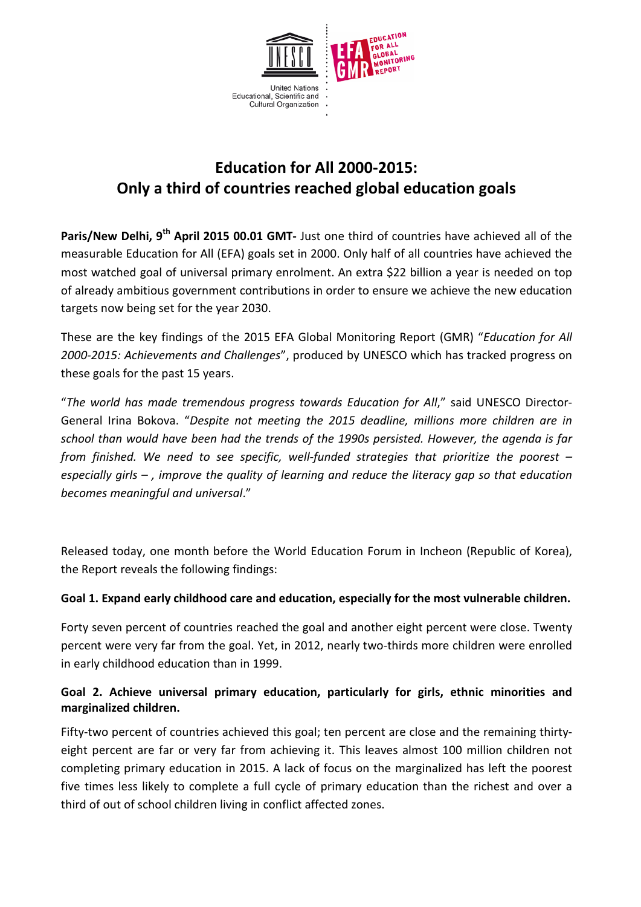United Nations Educational, Scientific and Cultural Organization

EDUCATION FOR ALL GLOBAL MONITORING REPORT

# Education for All 2000-2015: Only a third of countries reached global education goals

**Paris/New Delhi, 9th April 2015 00.01 GMT-** Just one third of countries have achieved all of the measurable Education for All (EFA) goals set in 2000. Only half of all countries have achieved the most watched goal of universal primary enrolment. An extra $22 billion a year is needed on top of already ambitious government contributions in order to ensure we achieve the new education targets now being set for the year 2030.

These are the key findings of the 2015 EFA Global Monitoring Report (GMR) "*Education for All 2000-2015: Achievements and Challenges*", produced by UNESCO which has tracked progress on these goals for the past 15 years.

"*The world has made tremendous progress towards Education for All*," said UNESCO Director-General Irina Bokova. "*Despite not meeting the 2015 deadline, millions more children are in school than would have been had the trends of the 1990s persisted. However, the agenda is far from finished. We need to see specific, well-funded strategies that prioritize the poorest – especially girls – , improve the quality of learning and reduce the literacy gap so that education becomes meaningful and universal*."

Released today, one month before the World Education Forum in Incheon (Republic of Korea), the Report reveals the following findings:

**Goal 1. Expand early childhood care and education, especially for the most vulnerable children.**

Forty seven percent of countries reached the goal and another eight percent were close. Twenty percent were very far from the goal. Yet, in 2012, nearly two-thirds more children were enrolled in early childhood education than in 1999.

**Goal 2. Achieve universal primary education, particularly for girls, ethnic minorities and marginalized children.**

Fifty-two percent of countries achieved this goal; ten percent are close and the remaining thirty-eight percent are far or very far from achieving it. This leaves almost 100 million children not completing primary education in 2015. A lack of focus on the marginalized has left the poorest five times less likely to complete a full cycle of primary education than the richest and over a third of out of school children living in conflict affected zones.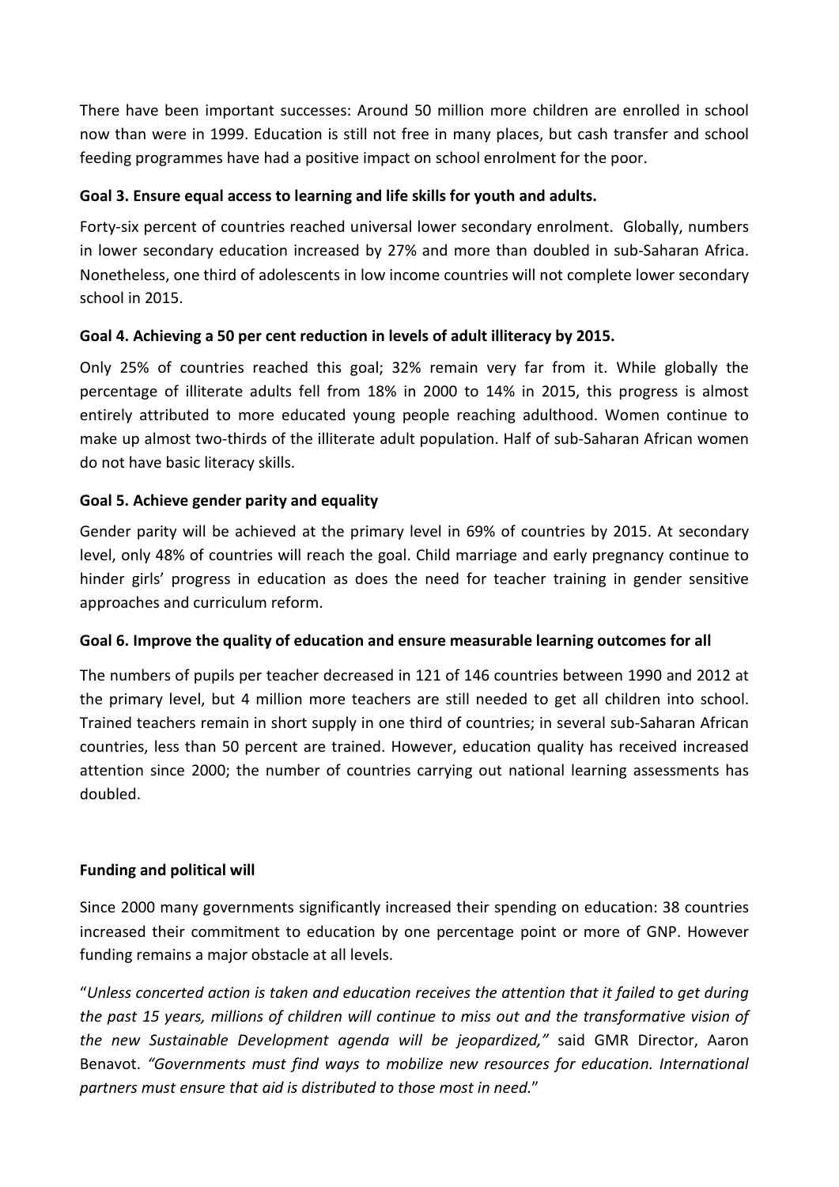There have been important successes: Around 50 million more children are enrolled in school now than were in 1999. Education is still not free in many places, but cash transfer and school feeding programmes have had a positive impact on school enrolment for the poor.

**Goal 3. Ensure equal access to learning and life skills for youth and adults.**

Forty-six percent of countries reached universal lower secondary enrolment. Globally, numbers in lower secondary education increased by 27% and more than doubled in sub-Saharan Africa. Nonetheless, one third of adolescents in low income countries will not complete lower secondary school in 2015.

**Goal 4. Achieving a 50 per cent reduction in levels of adult illiteracy by 2015.**

Only 25% of countries reached this goal; 32% remain very far from it. While globally the percentage of illiterate adults fell from 18% in 2000 to 14% in 2015, this progress is almost entirely attributed to more educated young people reaching adulthood. Women continue to make up almost two-thirds of the illiterate adult population. Half of sub-Saharan African women do not have basic literacy skills.

**Goal 5. Achieve gender parity and equality**

Gender parity will be achieved at the primary level in 69% of countries by 2015. At secondary level, only 48% of countries will reach the goal. Child marriage and early pregnancy continue to hinder girls' progress in education as does the need for teacher training in gender sensitive approaches and curriculum reform.

**Goal 6. Improve the quality of education and ensure measurable learning outcomes for all**

The numbers of pupils per teacher decreased in 121 of 146 countries between 1990 and 2012 at the primary level, but 4 million more teachers are still needed to get all children into school. Trained teachers remain in short supply in one third of countries; in several sub-Saharan African countries, less than 50 percent are trained. However, education quality has received increased attention since 2000; the number of countries carrying out national learning assessments has doubled.

**Funding and political will**

Since 2000 many governments significantly increased their spending on education: 38 countries increased their commitment to education by one percentage point or more of GNP. However funding remains a major obstacle at all levels.

"*Unless concerted action is taken and education receives the attention that it failed to get during the past 15 years, millions of children will continue to miss out and the transformative vision of the new Sustainable Development agenda will be jeopardized,"* said GMR Director, Aaron Benavot. *"Governments must find ways to mobilize new resources for education. International partners must ensure that aid is distributed to those most in need.*"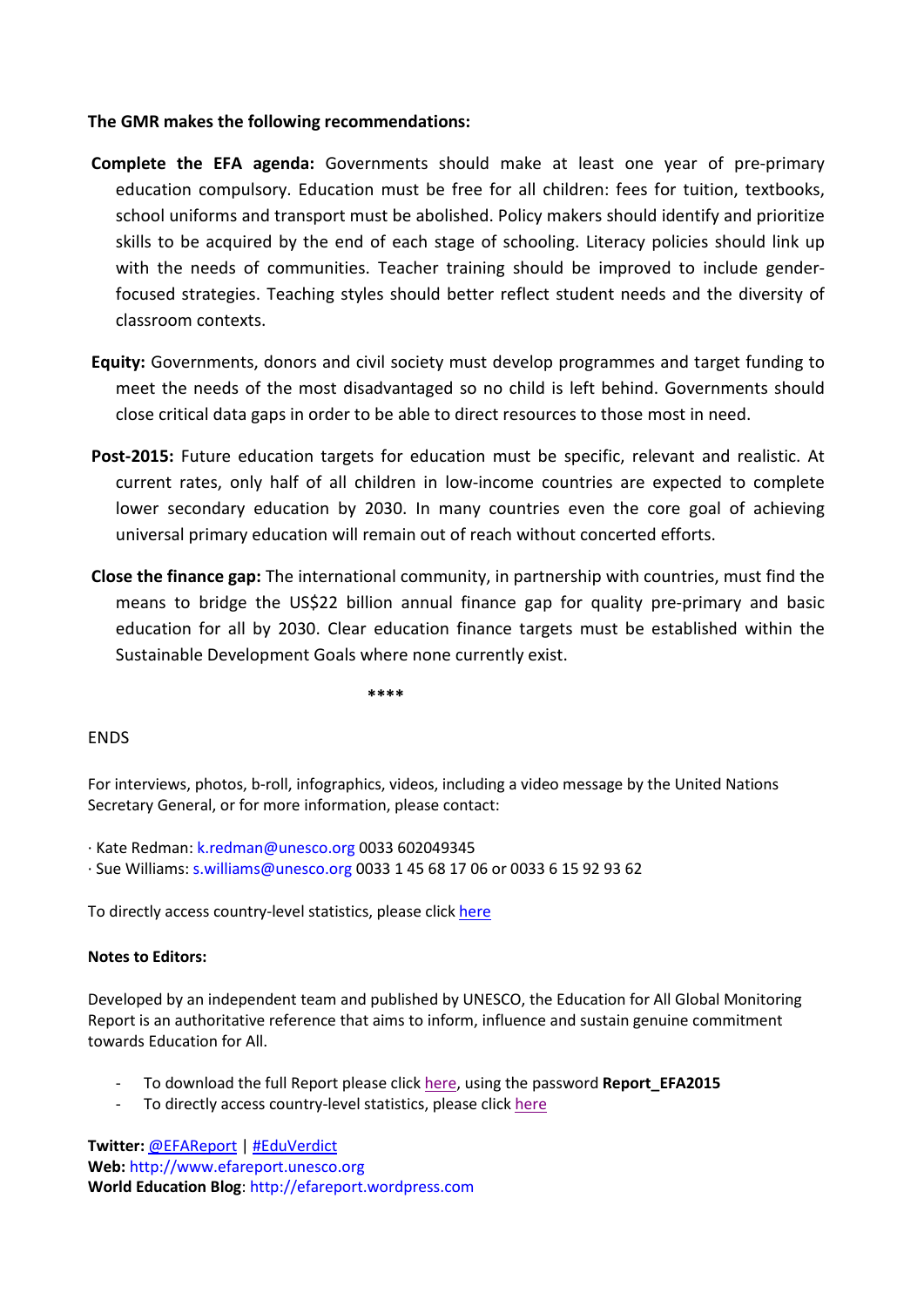**The GMR makes the following recommendations:**

**Complete the EFA agenda:** Governments should make at least one year of pre-primary education compulsory. Education must be free for all children: fees for tuition, textbooks, school uniforms and transport must be abolished. Policy makers should identify and prioritize skills to be acquired by the end of each stage of schooling. Literacy policies should link up with the needs of communities. Teacher training should be improved to include gender-focused strategies. Teaching styles should better reflect student needs and the diversity of classroom contexts.

**Equity:** Governments, donors and civil society must develop programmes and target funding to meet the needs of the most disadvantaged so no child is left behind. Governments should close critical data gaps in order to be able to direct resources to those most in need.

**Post-2015:** Future education targets for education must be specific, relevant and realistic. At current rates, only half of all children in low-income countries are expected to complete lower secondary education by 2030. In many countries even the core goal of achieving universal primary education will remain out of reach without concerted efforts.

**Close the finance gap:** The international community, in partnership with countries, must find the means to bridge the US$22 billion annual finance gap for quality pre-primary and basic education for all by 2030. Clear education finance targets must be established within the Sustainable Development Goals where none currently exist.

****

ENDS

For interviews, photos, b-roll, infographics, videos, including a video message by the United Nations Secretary General, or for more information, please contact:

· Kate Redman: k.redman@unesco.org 0033 602049345
· Sue Williams: s.williams@unesco.org 0033 1 45 68 17 06 or 0033 6 15 92 93 62

To directly access country-level statistics, please click here

**Notes to Editors:**

Developed by an independent team and published by UNESCO, the Education for All Global Monitoring Report is an authoritative reference that aims to inform, influence and sustain genuine commitment towards Education for All.

- To download the full Report please click here, using the password **Report_EFA2015**
- To directly access country-level statistics, please click here

**Twitter:** @EFAReport | #EduVerdict
**Web:** http://www.efareport.unesco.org
**World Education Blog**: http://efareport.wordpress.com